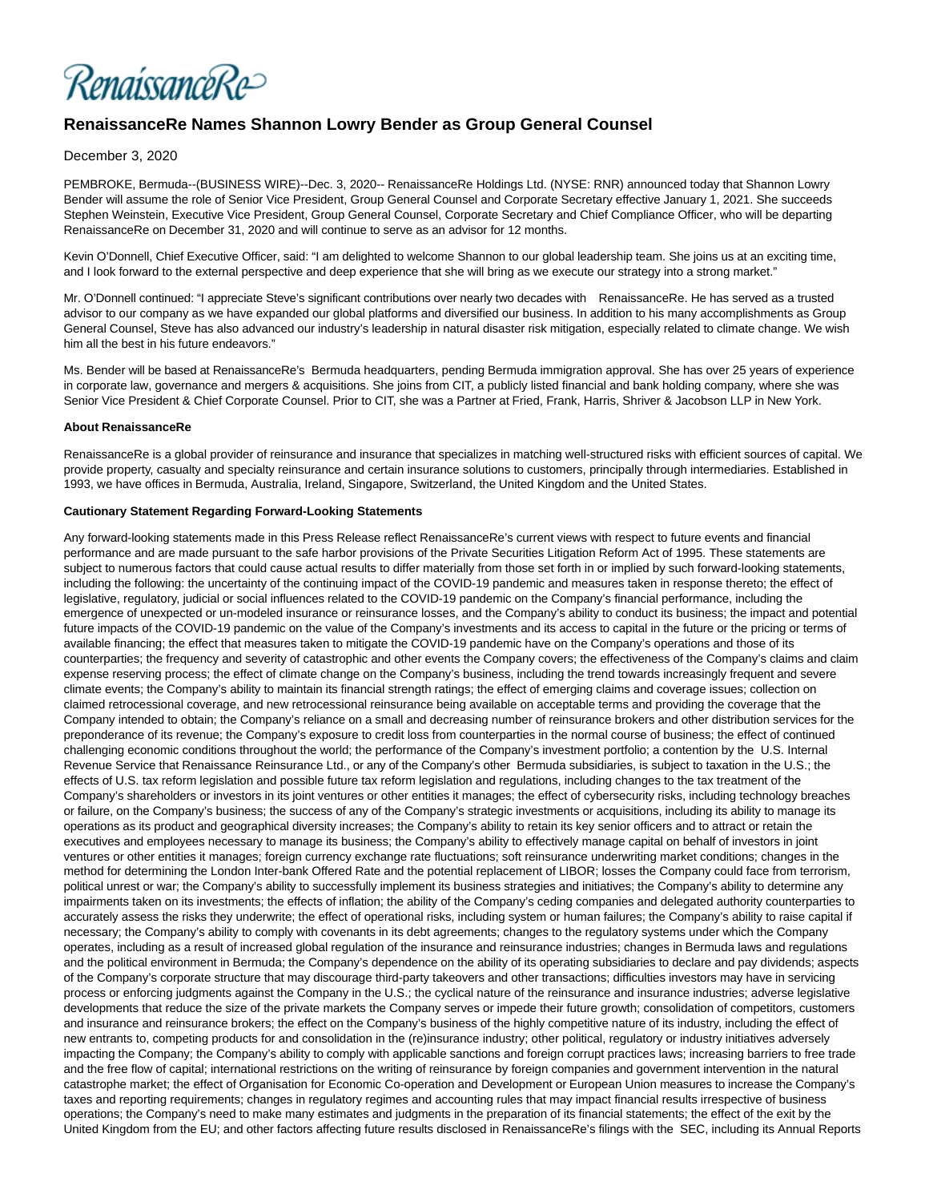RenaissanceRe

# RenaissanceRe Names Shannon Lowry Bender as Group General Counsel

December 3, 2020

PEMBROKE, Bermuda--(BUSINESS WIRE)--Dec. 3, 2020-- RenaissanceRe Holdings Ltd. (NYSE: RNR) announced today that Shannon Lowry Bender will assume the role of Senior Vice President, Group General Counsel and Corporate Secretary effective January 1, 2021. She succeeds Stephen Weinstein, Executive Vice President, Group General Counsel, Corporate Secretary and Chief Compliance Officer, who will be departing RenaissanceRe on December 31, 2020 and will continue to serve as an advisor for 12 months.

Kevin O'Donnell, Chief Executive Officer, said: "I am delighted to welcome Shannon to our global leadership team. She joins us at an exciting time, and I look forward to the external perspective and deep experience that she will bring as we execute our strategy into a strong market."

Mr. O'Donnell continued: "I appreciate Steve's significant contributions over nearly two decades with RenaissanceRe. He has served as a trusted advisor to our company as we have expanded our global platforms and diversified our business. In addition to his many accomplishments as Group General Counsel, Steve has also advanced our industry's leadership in natural disaster risk mitigation, especially related to climate change. We wish him all the best in his future endeavors."

Ms. Bender will be based at RenaissanceRe's Bermuda headquarters, pending Bermuda immigration approval. She has over 25 years of experience in corporate law, governance and mergers & acquisitions. She joins from CIT, a publicly listed financial and bank holding company, where she was Senior Vice President & Chief Corporate Counsel. Prior to CIT, she was a Partner at Fried, Frank, Harris, Shriver & Jacobson LLP in New York.

**About RenaissanceRe**

RenaissanceRe is a global provider of reinsurance and insurance that specializes in matching well-structured risks with efficient sources of capital. We provide property, casualty and specialty reinsurance and certain insurance solutions to customers, principally through intermediaries. Established in 1993, we have offices in Bermuda, Australia, Ireland, Singapore, Switzerland, the United Kingdom and the United States.

**Cautionary Statement Regarding Forward-Looking Statements**

Any forward-looking statements made in this Press Release reflect RenaissanceRe's current views with respect to future events and financial performance and are made pursuant to the safe harbor provisions of the Private Securities Litigation Reform Act of 1995. These statements are subject to numerous factors that could cause actual results to differ materially from those set forth in or implied by such forward-looking statements, including the following: the uncertainty of the continuing impact of the COVID-19 pandemic and measures taken in response thereto; the effect of legislative, regulatory, judicial or social influences related to the COVID-19 pandemic on the Company's financial performance, including the emergence of unexpected or un-modeled insurance or reinsurance losses, and the Company's ability to conduct its business; the impact and potential future impacts of the COVID-19 pandemic on the value of the Company's investments and its access to capital in the future or the pricing or terms of available financing; the effect that measures taken to mitigate the COVID-19 pandemic have on the Company's operations and those of its counterparties; the frequency and severity of catastrophic and other events the Company covers; the effectiveness of the Company's claims and claim expense reserving process; the effect of climate change on the Company's business, including the trend towards increasingly frequent and severe climate events; the Company's ability to maintain its financial strength ratings; the effect of emerging claims and coverage issues; collection on claimed retrocessional coverage, and new retrocessional reinsurance being available on acceptable terms and providing the coverage that the Company intended to obtain; the Company's reliance on a small and decreasing number of reinsurance brokers and other distribution services for the preponderance of its revenue; the Company's exposure to credit loss from counterparties in the normal course of business; the effect of continued challenging economic conditions throughout the world; the performance of the Company's investment portfolio; a contention by the U.S. Internal Revenue Service that Renaissance Reinsurance Ltd., or any of the Company's other Bermuda subsidiaries, is subject to taxation in the U.S.; the effects of U.S. tax reform legislation and possible future tax reform legislation and regulations, including changes to the tax treatment of the Company's shareholders or investors in its joint ventures or other entities it manages; the effect of cybersecurity risks, including technology breaches or failure, on the Company's business; the success of any of the Company's strategic investments or acquisitions, including its ability to manage its operations as its product and geographical diversity increases; the Company's ability to retain its key senior officers and to attract or retain the executives and employees necessary to manage its business; the Company's ability to effectively manage capital on behalf of investors in joint ventures or other entities it manages; foreign currency exchange rate fluctuations; soft reinsurance underwriting market conditions; changes in the method for determining the London Inter-bank Offered Rate and the potential replacement of LIBOR; losses the Company could face from terrorism, political unrest or war; the Company's ability to successfully implement its business strategies and initiatives; the Company's ability to determine any impairments taken on its investments; the effects of inflation; the ability of the Company's ceding companies and delegated authority counterparties to accurately assess the risks they underwrite; the effect of operational risks, including system or human failures; the Company's ability to raise capital if necessary; the Company's ability to comply with covenants in its debt agreements; changes to the regulatory systems under which the Company operates, including as a result of increased global regulation of the insurance and reinsurance industries; changes in Bermuda laws and regulations and the political environment in Bermuda; the Company's dependence on the ability of its operating subsidiaries to declare and pay dividends; aspects of the Company's corporate structure that may discourage third-party takeovers and other transactions; difficulties investors may have in servicing process or enforcing judgments against the Company in the U.S.; the cyclical nature of the reinsurance and insurance industries; adverse legislative developments that reduce the size of the private markets the Company serves or impede their future growth; consolidation of competitors, customers and insurance and reinsurance brokers; the effect on the Company's business of the highly competitive nature of its industry, including the effect of new entrants to, competing products for and consolidation in the (re)insurance industry; other political, regulatory or industry initiatives adversely impacting the Company; the Company's ability to comply with applicable sanctions and foreign corrupt practices laws; increasing barriers to free trade and the free flow of capital; international restrictions on the writing of reinsurance by foreign companies and government intervention in the natural catastrophe market; the effect of Organisation for Economic Co-operation and Development or European Union measures to increase the Company's taxes and reporting requirements; changes in regulatory regimes and accounting rules that may impact financial results irrespective of business operations; the Company's need to make many estimates and judgments in the preparation of its financial statements; the effect of the exit by the United Kingdom from the EU; and other factors affecting future results disclosed in RenaissanceRe's filings with the SEC, including its Annual Reports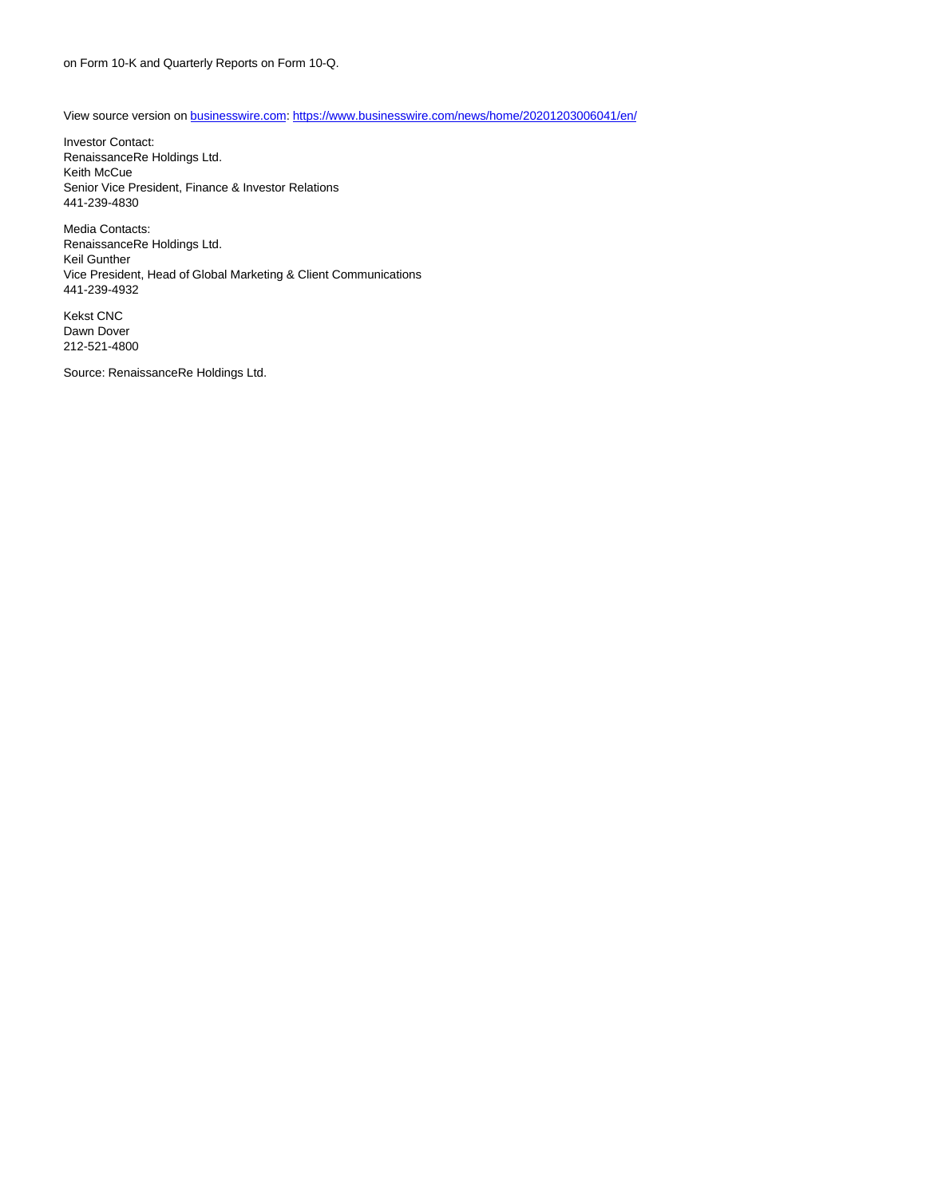on Form 10-K and Quarterly Reports on Form 10-Q.

View source version on [businesswire.com](https://www.businesswire.com/news/home/20201203006041/en/): https://www.businesswire.com/news/home/20201203006041/en/

Investor Contact:
RenaissanceRe Holdings Ltd.
Keith McCue
Senior Vice President, Finance & Investor Relations
441-239-4830

Media Contacts:
RenaissanceRe Holdings Ltd.
Keil Gunther
Vice President, Head of Global Marketing & Client Communications
441-239-4932

Kekst CNC
Dawn Dover
212-521-4800

Source: RenaissanceRe Holdings Ltd.